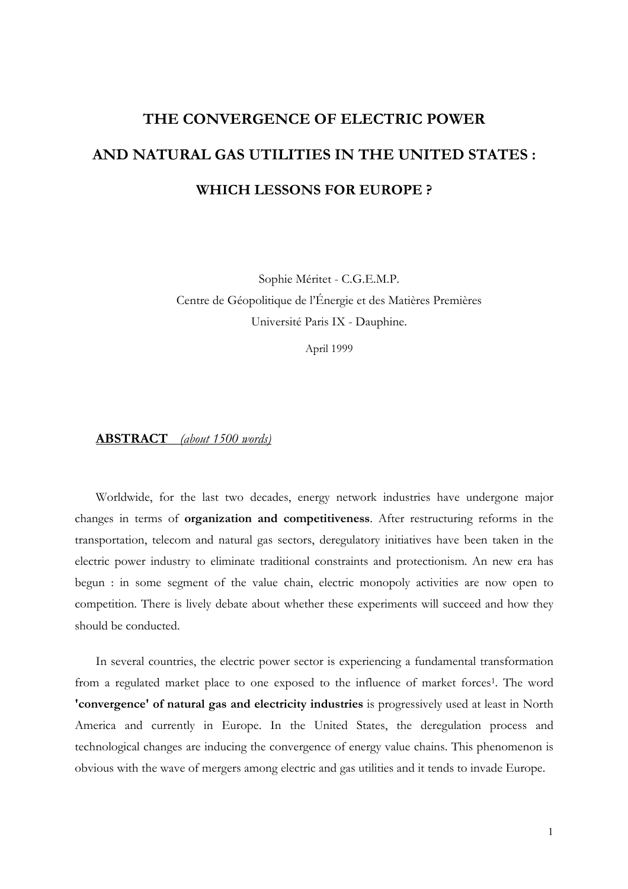# THE CONVERGENCE OF ELECTRIC POWER AND NATURAL GAS UTILITIES IN THE UNITED STATES : WHICH LESSONS FOR EUROPE ?

Sophie Méritet - C.G.E.M.P.
Centre de Géopolitique de l'Énergie et des Matières Premières
Université Paris IX - Dauphine.

April 1999

## ABSTRACT *(about 1500 words)*

Worldwide, for the last two decades, energy network industries have undergone major changes in terms of **organization and competitiveness**. After restructuring reforms in the transportation, telecom and natural gas sectors, deregulatory initiatives have been taken in the electric power industry to eliminate traditional constraints and protectionism. An new era has begun : in some segment of the value chain, electric monopoly activities are now open to competition. There is lively debate about whether these experiments will succeed and how they should be conducted.

In several countries, the electric power sector is experiencing a fundamental transformation from a regulated market place to one exposed to the influence of market forces[1]. The word **'convergence' of natural gas and electricity industries** is progressively used at least in North America and currently in Europe. In the United States, the deregulation process and technological changes are inducing the convergence of energy value chains. This phenomenon is obvious with the wave of mergers among electric and gas utilities and it tends to invade Europe.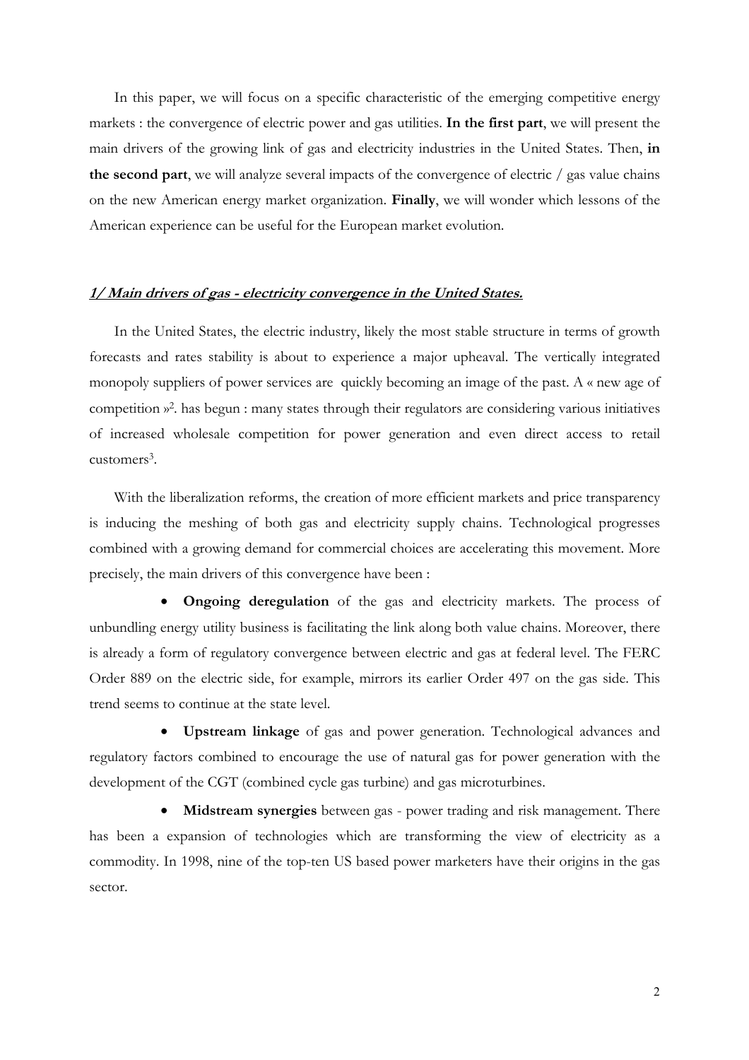In this paper, we will focus on a specific characteristic of the emerging competitive energy markets : the convergence of electric power and gas utilities. **In the first part**, we will present the main drivers of the growing link of gas and electricity industries in the United States. Then, **in the second part**, we will analyze several impacts of the convergence of electric / gas value chains on the new American energy market organization. **Finally**, we will wonder which lessons of the American experience can be useful for the European market evolution.

## ***1/ Main drivers of gas - electricity convergence in the United States.***

In the United States, the electric industry, likely the most stable structure in terms of growth forecasts and rates stability is about to experience a major upheaval. The vertically integrated monopoly suppliers of power services are quickly becoming an image of the past. A « new age of competition »[2]. has begun : many states through their regulators are considering various initiatives of increased wholesale competition for power generation and even direct access to retail customers[3].

With the liberalization reforms, the creation of more efficient markets and price transparency is inducing the meshing of both gas and electricity supply chains. Technological progresses combined with a growing demand for commercial choices are accelerating this movement. More precisely, the main drivers of this convergence have been :

- **Ongoing deregulation** of the gas and electricity markets. The process of unbundling energy utility business is facilitating the link along both value chains. Moreover, there is already a form of regulatory convergence between electric and gas at federal level. The FERC Order 889 on the electric side, for example, mirrors its earlier Order 497 on the gas side. This trend seems to continue at the state level.

- **Upstream linkage** of gas and power generation. Technological advances and regulatory factors combined to encourage the use of natural gas for power generation with the development of the CGT (combined cycle gas turbine) and gas microturbines.

- **Midstream synergies** between gas - power trading and risk management. There has been a expansion of technologies which are transforming the view of electricity as a commodity. In 1998, nine of the top-ten US based power marketers have their origins in the gas sector.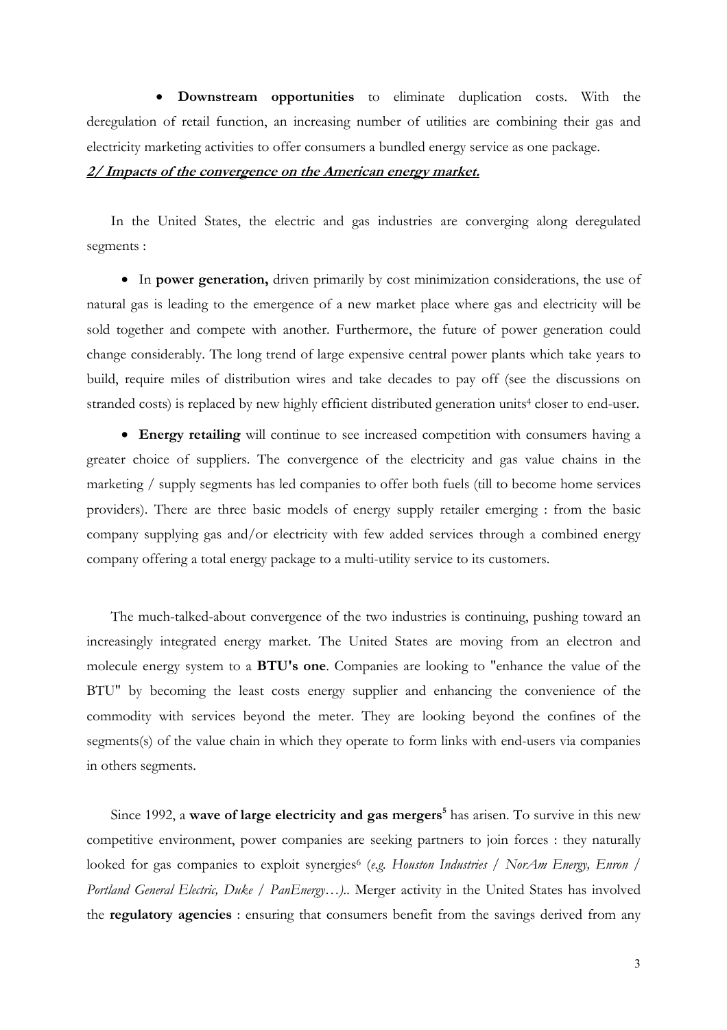- **Downstream opportunities** to eliminate duplication costs. With the deregulation of retail function, an increasing number of utilities are combining their gas and electricity marketing activities to offer consumers a bundled energy service as one package.

## ***2/ Impacts of the convergence on the American energy market.***

In the United States, the electric and gas industries are converging along deregulated segments :

- In **power generation,** driven primarily by cost minimization considerations, the use of natural gas is leading to the emergence of a new market place where gas and electricity will be sold together and compete with another. Furthermore, the future of power generation could change considerably. The long trend of large expensive central power plants which take years to build, require miles of distribution wires and take decades to pay off (see the discussions on stranded costs) is replaced by new highly efficient distributed generation units[4] closer to end-user.

- **Energy retailing** will continue to see increased competition with consumers having a greater choice of suppliers. The convergence of the electricity and gas value chains in the marketing / supply segments has led companies to offer both fuels (till to become home services providers). There are three basic models of energy supply retailer emerging : from the basic company supplying gas and/or electricity with few added services through a combined energy company offering a total energy package to a multi-utility service to its customers.

The much-talked-about convergence of the two industries is continuing, pushing toward an increasingly integrated energy market. The United States are moving from an electron and molecule energy system to a **BTU's one**. Companies are looking to "enhance the value of the BTU" by becoming the least costs energy supplier and enhancing the convenience of the commodity with services beyond the meter. They are looking beyond the confines of the segments(s) of the value chain in which they operate to form links with end-users via companies in others segments.

Since 1992, a **wave of large electricity and gas mergers**[5] has arisen. To survive in this new competitive environment, power companies are seeking partners to join forces : they naturally looked for gas companies to exploit synergies[6] (*e.g. Houston Industries / NorAm Energy, Enron / Portland General Electric, Duke / PanEnergy…)*.. Merger activity in the United States has involved the **regulatory agencies** : ensuring that consumers benefit from the savings derived from any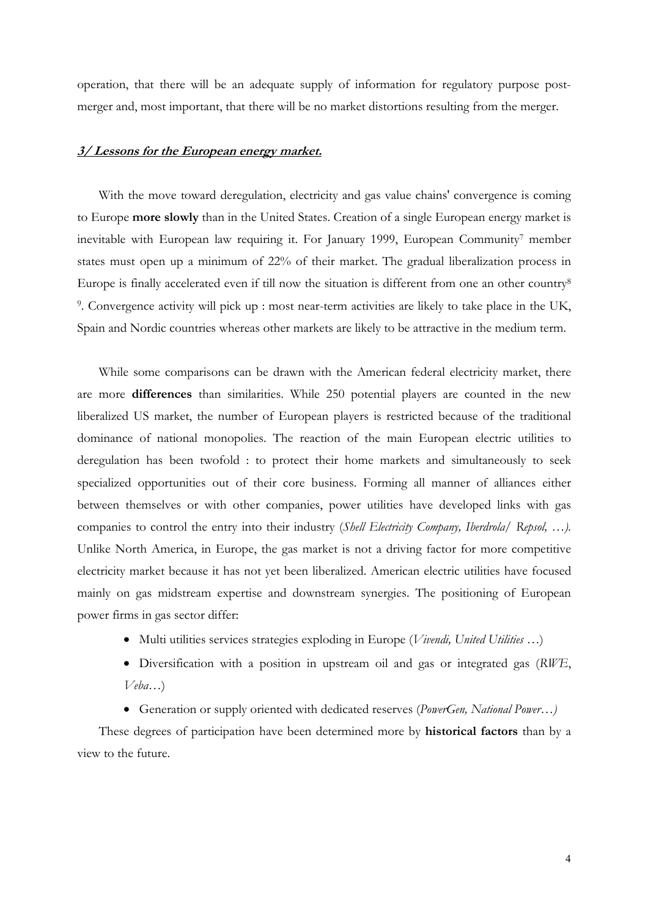operation, that there will be an adequate supply of information for regulatory purpose post-merger and, most important, that there will be no market distortions resulting from the merger.

### ***3/ Lessons for the European energy market.***

With the move toward deregulation, electricity and gas value chains' convergence is coming to Europe **more slowly** than in the United States. Creation of a single European energy market is inevitable with European law requiring it. For January 1999, European Community[7] member states must open up a minimum of 22% of their market. The gradual liberalization process in Europe is finally accelerated even if till now the situation is different from one an other country[8] [9]. Convergence activity will pick up : most near-term activities are likely to take place in the UK, Spain and Nordic countries whereas other markets are likely to be attractive in the medium term.

While some comparisons can be drawn with the American federal electricity market, there are more **differences** than similarities. While 250 potential players are counted in the new liberalized US market, the number of European players is restricted because of the traditional dominance of national monopolies. The reaction of the main European electric utilities to deregulation has been twofold : to protect their home markets and simultaneously to seek specialized opportunities out of their core business. Forming all manner of alliances either between themselves or with other companies, power utilities have developed links with gas companies to control the entry into their industry (*Shell Electricity Company, Iberdrola/ Repsol, …)*. Unlike North America, in Europe, the gas market is not a driving factor for more competitive electricity market because it has not yet been liberalized. American electric utilities have focused mainly on gas midstream expertise and downstream synergies. The positioning of European power firms in gas sector differ:

- Multi utilities services strategies exploding in Europe (*Vivendi, United Utilities* …)
- Diversification with a position in upstream oil and gas or integrated gas (*RWE*, *Veba*…)
- Generation or supply oriented with dedicated reserves (*PowerGen, National Power…)*

These degrees of participation have been determined more by **historical factors** than by a view to the future.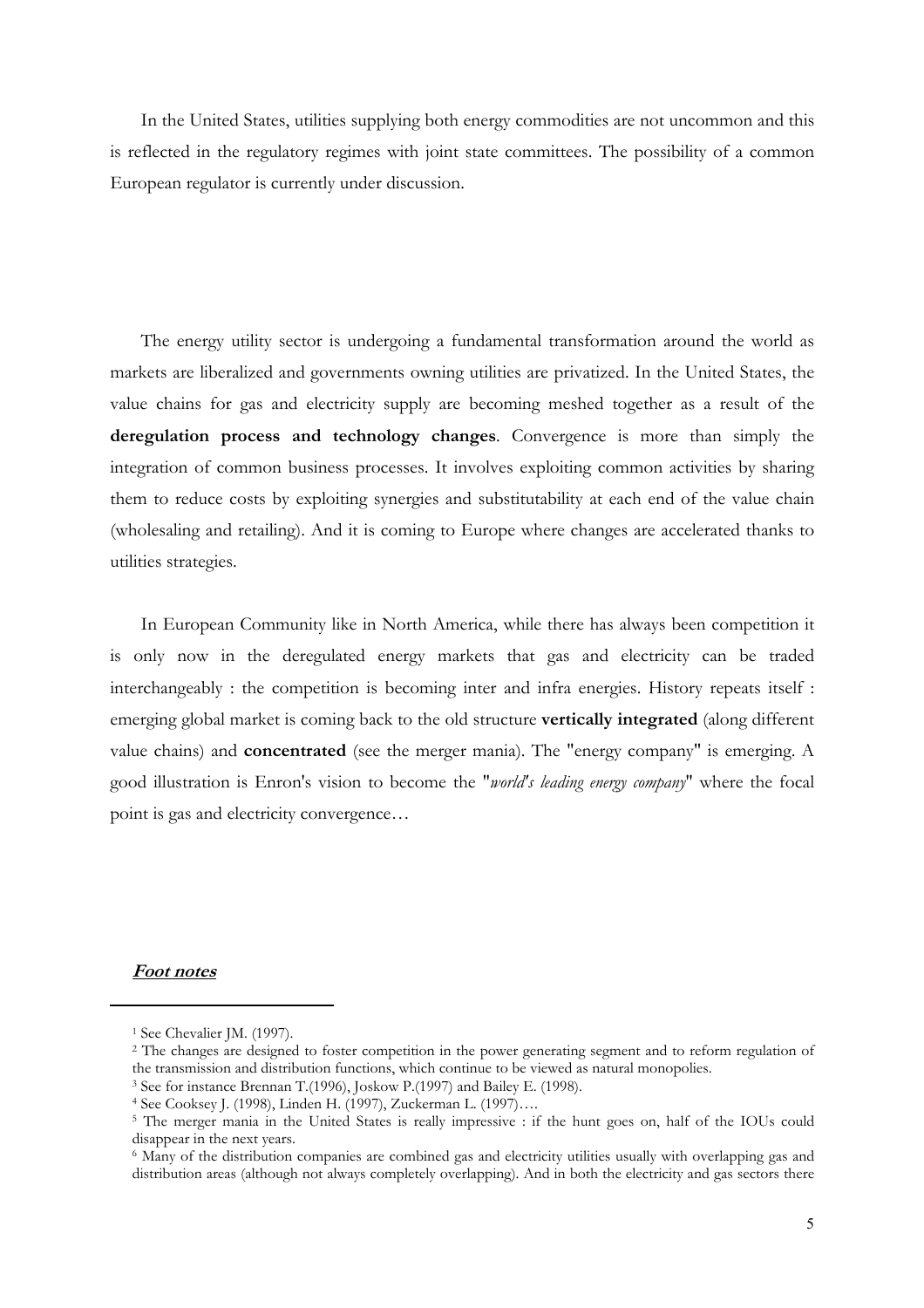In the United States, utilities supplying both energy commodities are not uncommon and this is reflected in the regulatory regimes with joint state committees. The possibility of a common European regulator is currently under discussion.

The energy utility sector is undergoing a fundamental transformation around the world as markets are liberalized and governments owning utilities are privatized. In the United States, the value chains for gas and electricity supply are becoming meshed together as a result of the **deregulation process and technology changes**. Convergence is more than simply the integration of common business processes. It involves exploiting common activities by sharing them to reduce costs by exploiting synergies and substitutability at each end of the value chain (wholesaling and retailing). And it is coming to Europe where changes are accelerated thanks to utilities strategies.

In European Community like in North America, while there has always been competition it is only now in the deregulated energy markets that gas and electricity can be traded interchangeably : the competition is becoming inter and infra energies. History repeats itself : emerging global market is coming back to the old structure **vertically integrated** (along different value chains) and **concentrated** (see the merger mania). The "energy company" is emerging. A good illustration is Enron's vision to become the "*world's leading energy company*" where the focal point is gas and electricity convergence…

***Foot notes***

---

[1] See Chevalier JM. (1997).

[2] The changes are designed to foster competition in the power generating segment and to reform regulation of the transmission and distribution functions, which continue to be viewed as natural monopolies.

[3] See for instance Brennan T.(1996), Joskow P.(1997) and Bailey E. (1998).

[4] See Cooksey J. (1998), Linden H. (1997), Zuckerman L. (1997)….

[5] The merger mania in the United States is really impressive : if the hunt goes on, half of the IOUs could disappear in the next years.

[6] Many of the distribution companies are combined gas and electricity utilities usually with overlapping gas and distribution areas (although not always completely overlapping). And in both the electricity and gas sectors there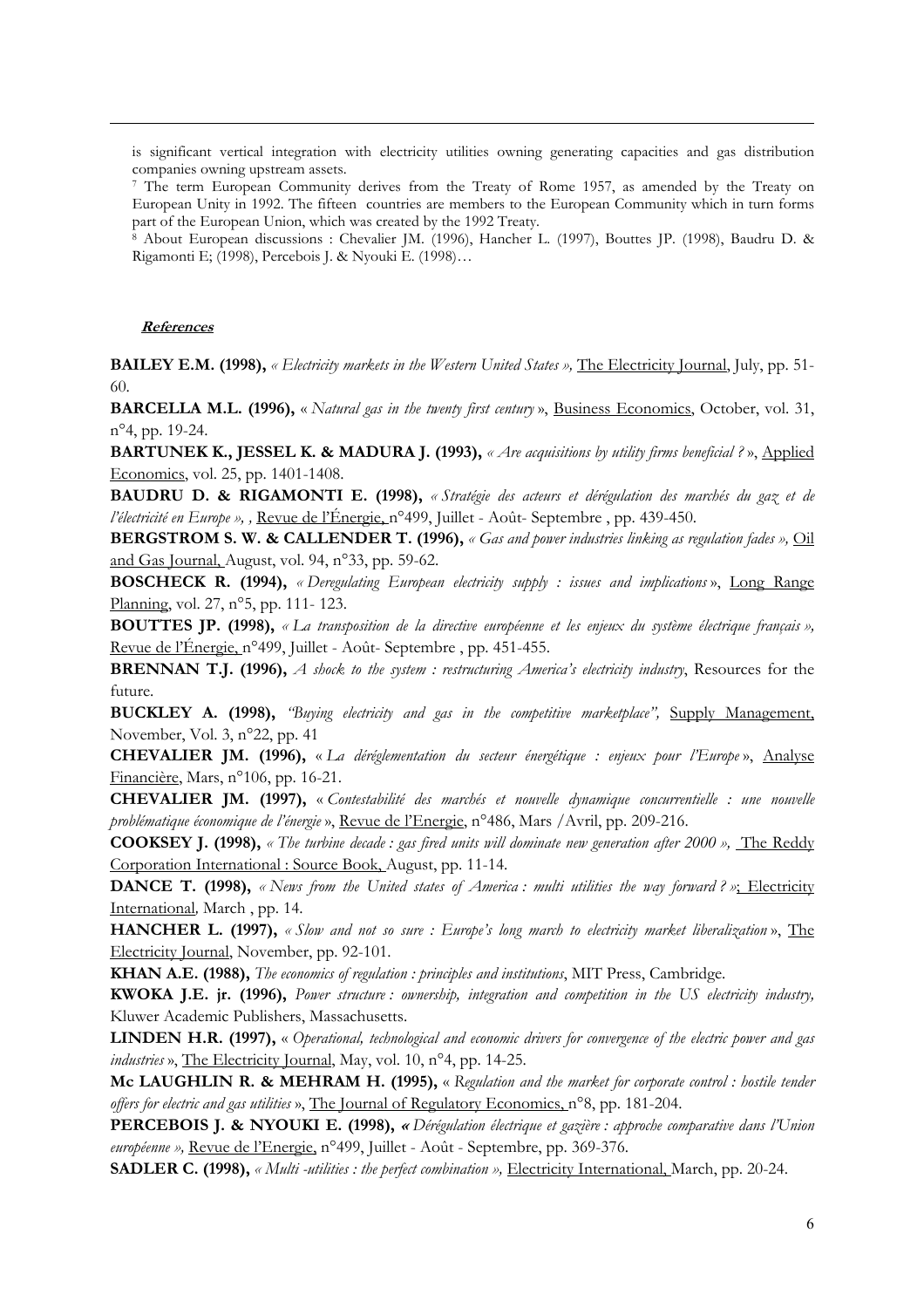is significant vertical integration with electricity utilities owning generating capacities and gas distribution companies owning upstream assets.

[7] The term European Community derives from the Treaty of Rome 1957, as amended by the Treaty on European Unity in 1992. The fifteen countries are members to the European Community which in turn forms part of the European Union, which was created by the 1992 Treaty.

[8] About European discussions : Chevalier JM. (1996), Hancher L. (1997), Bouttes JP. (1998), Baudru D. & Rigamonti E; (1998), Percebois J. & Nyouki E. (1998)…

**References**

**BAILEY E.M. (1998),** *« Electricity markets in the Western United States »,* The Electricity Journal, July, pp. 51-60.

**BARCELLA M.L. (1996),** « *Natural gas in the twenty first century* », Business Economics, October, vol. 31, n°4, pp. 19-24.

**BARTUNEK K., JESSEL K. & MADURA J. (1993),** *« Are acquisitions by utility firms beneficial ? »*, Applied Economics, vol. 25, pp. 1401-1408.

**BAUDRU D. & RIGAMONTI E. (1998),** *« Stratégie des acteurs et dérégulation des marchés du gaz et de l'électricité en Europe », ,* Revue de l'Énergie, n°499, Juillet - Août- Septembre , pp. 439-450.

**BERGSTROM S. W. & CALLENDER T. (1996),** *« Gas and power industries linking as regulation fades »,* Oil and Gas Journal, August, vol. 94, n°33, pp. 59-62.

**BOSCHECK R. (1994),** *« Deregulating European electricity supply : issues and implications »*, Long Range Planning, vol. 27, n°5, pp. 111- 123.

**BOUTTES JP. (1998),** *« La transposition de la directive européenne et les enjeux du système électrique français »,* Revue de l'Énergie, n°499, Juillet - Août- Septembre , pp. 451-455.

**BRENNAN T.J. (1996),** *A shock to the system : restructuring America's electricity industry*, Resources for the future.

**BUCKLEY A. (1998),** *"Buying electricity and gas in the competitive marketplace",* Supply Management, November, Vol. 3, n°22, pp. 41

**CHEVALIER JM. (1996),** « *La déréglementation du secteur énergétique : enjeux pour l'Europe* », Analyse Financière, Mars, n°106, pp. 16-21.

**CHEVALIER JM. (1997),** « *Contestabilité des marchés et nouvelle dynamique concurrentielle : une nouvelle problématique économique de l'énergie* », Revue de l'Energie, n°486, Mars /Avril, pp. 209-216.

**COOKSEY J. (1998),** *« The turbine decade : gas fired units will dominate new generation after 2000 »,* The Reddy Corporation International : Source Book, August, pp. 11-14.

**DANCE T. (1998),** *« News from the United states of America : multi utilities the way forward ? »*; Electricity International, March , pp. 14.

**HANCHER L. (1997),** *« Slow and not so sure : Europe's long march to electricity market liberalization »*, The Electricity Journal, November, pp. 92-101.

**KHAN A.E. (1988),** *The economics of regulation : principles and institutions*, MIT Press, Cambridge.

**KWOKA J.E. jr. (1996),** *Power structure : ownership, integration and competition in the US electricity industry,* Kluwer Academic Publishers, Massachusetts.

**LINDEN H.R. (1997),** « *Operational, technological and economic drivers for convergence of the electric power and gas industries* », The Electricity Journal, May, vol. 10, n°4, pp. 14-25.

**Mc LAUGHLIN R. & MEHRAM H. (1995),** « *Regulation and the market for corporate control : hostile tender offers for electric and gas utilities* », The Journal of Regulatory Economics, n°8, pp. 181-204.

**PERCEBOIS J. & NYOUKI E. (1998),** *« Dérégulation électrique et gazière : approche comparative dans l'Union européenne »,* Revue de l'Energie, n°499, Juillet - Août - Septembre, pp. 369-376.

**SADLER C. (1998),** *« Multi -utilities : the perfect combination »,* Electricity International, March, pp. 20-24.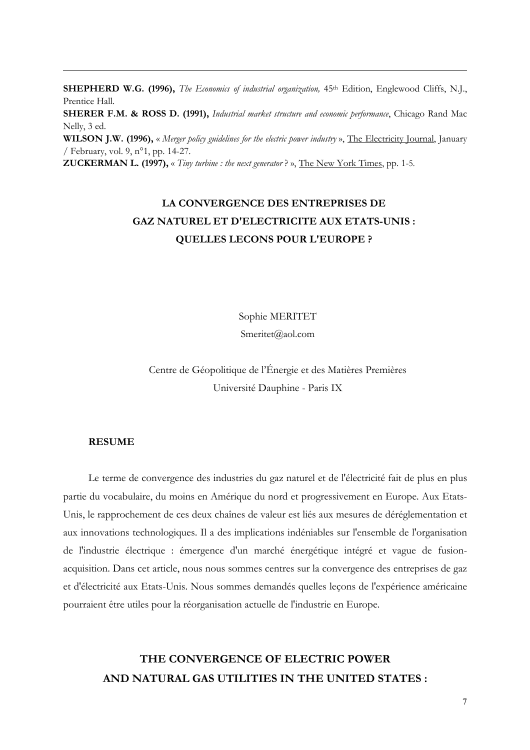**SHEPHERD W.G. (1996),** *The Economics of industrial organization,* 45th Edition, Englewood Cliffs, N.J., Prentice Hall.

**SHERER F.M. & ROSS D. (1991),** *Industrial market structure and economic performance*, Chicago Rand Mac Nelly, 3 ed.

**WILSON J.W. (1996),** « *Merger policy guidelines for the electric power industry* », The Electricity Journal, January / February, vol. 9, n°1, pp. 14-27.

**ZUCKERMAN L. (1997),** « *Tiny turbine : the next generator* ? », The New York Times, pp. 1-5.

## LA CONVERGENCE DES ENTREPRISES DE GAZ NATUREL ET D'ELECTRICITE AUX ETATS-UNIS : QUELLES LECONS POUR L'EUROPE ?

Sophie MERITET

Smeritet@aol.com

Centre de Géopolitique de l'Énergie et des Matières Premières

Université Dauphine - Paris IX

**RESUME**

Le terme de convergence des industries du gaz naturel et de l'électricité fait de plus en plus partie du vocabulaire, du moins en Amérique du nord et progressivement en Europe. Aux Etats-Unis, le rapprochement de ces deux chaînes de valeur est liés aux mesures de déréglementation et aux innovations technologiques. Il a des implications indéniables sur l'ensemble de l'organisation de l'industrie électrique : émergence d'un marché énergétique intégré et vague de fusion-acquisition. Dans cet article, nous nous sommes centres sur la convergence des entreprises de gaz et d'électricité aux Etats-Unis. Nous sommes demandés quelles leçons de l'expérience américaine pourraient être utiles pour la réorganisation actuelle de l'industrie en Europe.

## THE CONVERGENCE OF ELECTRIC POWER AND NATURAL GAS UTILITIES IN THE UNITED STATES :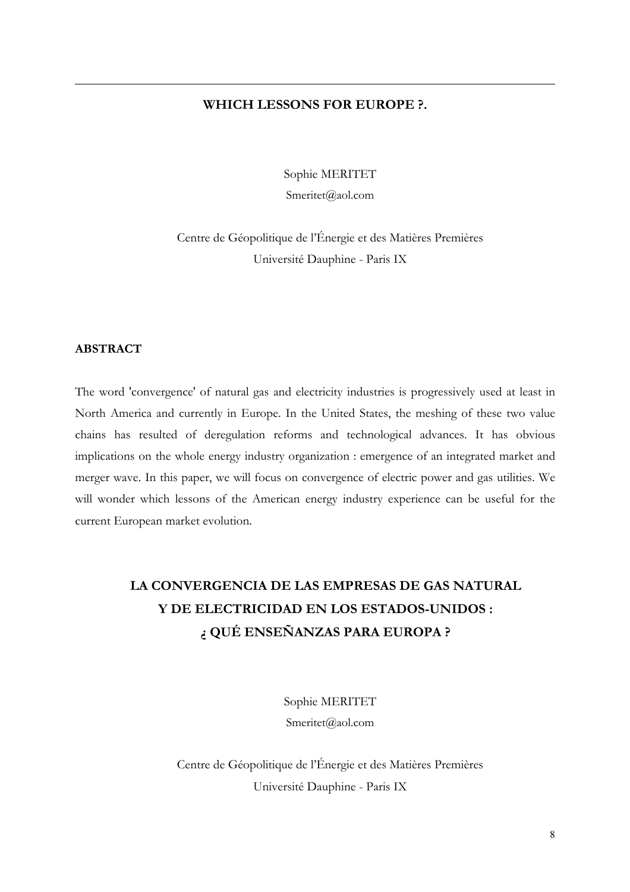---

**WHICH LESSONS FOR EUROPE ?.**

Sophie MERITET

Smeritet@aol.com

Centre de Géopolitique de l'Énergie et des Matières Premières

Université Dauphine - Paris IX

**ABSTRACT**

The word 'convergence' of natural gas and electricity industries is progressively used at least in North America and currently in Europe. In the United States, the meshing of these two value chains has resulted of deregulation reforms and technological advances. It has obvious implications on the whole energy industry organization : emergence of an integrated market and merger wave. In this paper, we will focus on convergence of electric power and gas utilities. We will wonder which lessons of the American energy industry experience can be useful for the current European market evolution.

## LA CONVERGENCIA DE LAS EMPRESAS DE GAS NATURAL Y DE ELECTRICIDAD EN LOS ESTADOS-UNIDOS : ¿ QUÉ ENSEÑANZAS PARA EUROPA ?

Sophie MERITET

Smeritet@aol.com

Centre de Géopolitique de l'Énergie et des Matières Premières

Université Dauphine - Paris IX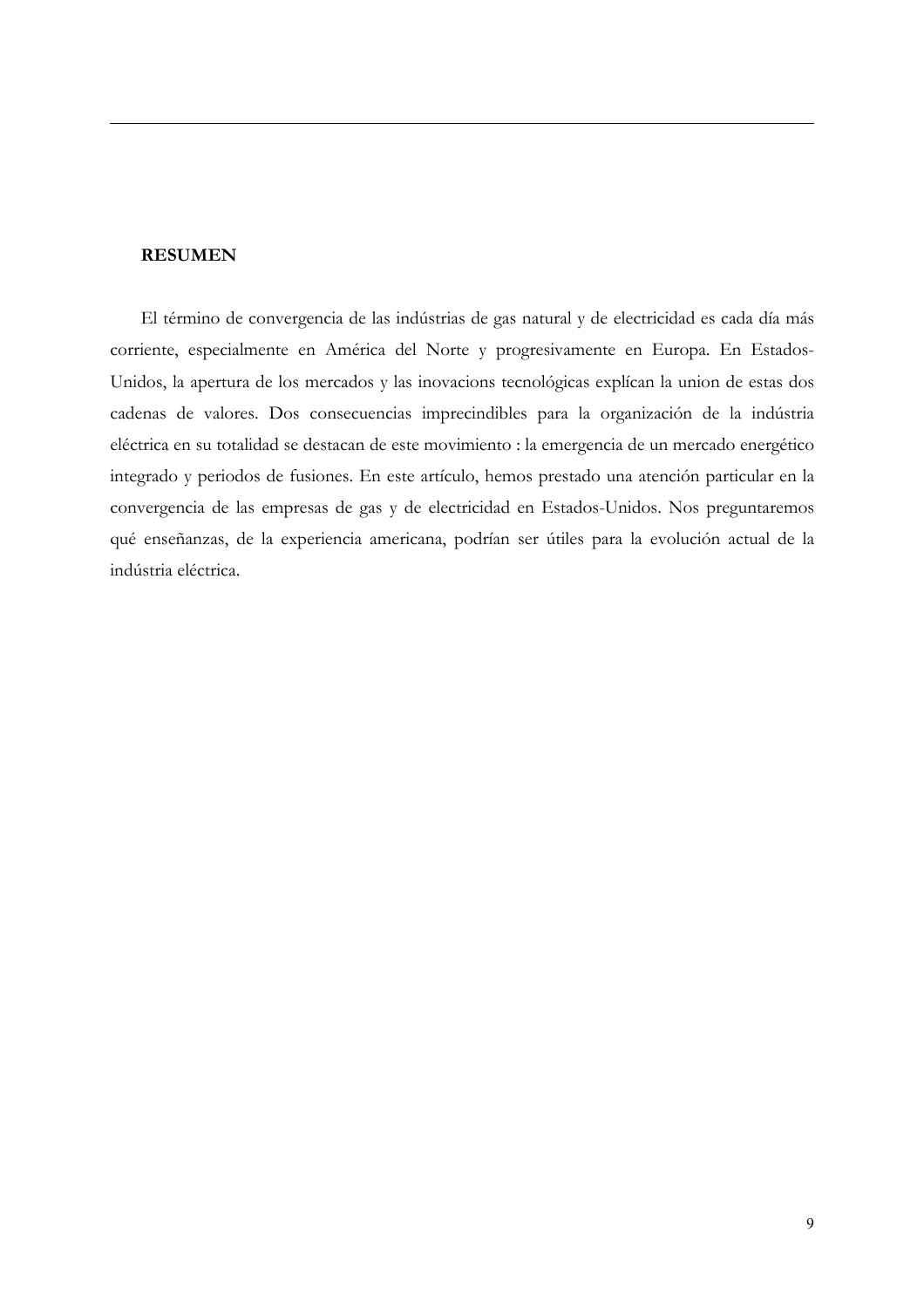**RESUMEN**

El término de convergencia de las indústrias de gas natural y de electricidad es cada día más corriente, especialmente en América del Norte y progresivamente en Europa. En Estados-Unidos, la apertura de los mercados y las inovacions tecnológicas explícan la union de estas dos cadenas de valores. Dos consecuencias imprecindibles para la organización de la indústria eléctrica en su totalidad se destacan de este movimiento : la emergencia de un mercado energético integrado y periodos de fusiones. En este artículo, hemos prestado una atención particular en la convergencia de las empresas de gas y de electricidad en Estados-Unidos. Nos preguntaremos qué enseñanzas, de la experiencia americana, podrían ser útiles para la evolución actual de la indústria eléctrica.